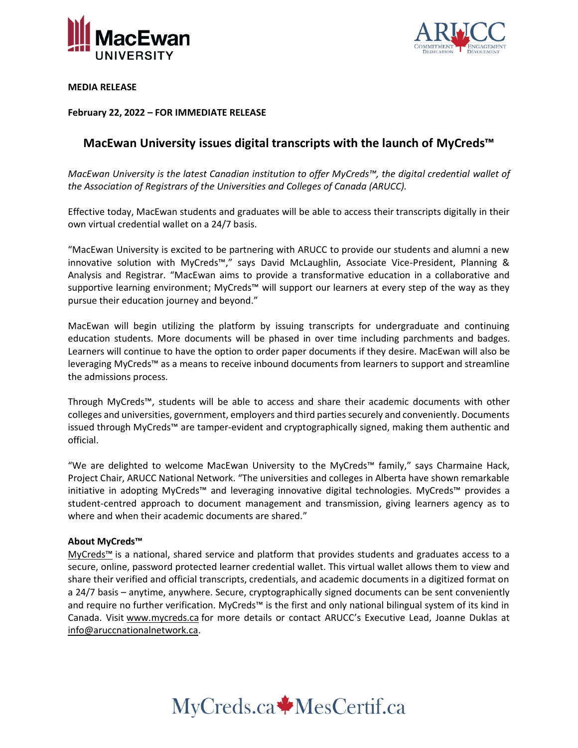**MEDIA RELEASE**

**February 22, 2022 – FOR IMMEDIATE RELEASE**

# MacEwan University issues digital transcripts with the launch of MyCreds™

*MacEwan University is the latest Canadian institution to offer MyCreds™, the digital credential wallet of the Association of Registrars of the Universities and Colleges of Canada (ARUCC).*

Effective today, MacEwan students and graduates will be able to access their transcripts digitally in their own virtual credential wallet on a 24/7 basis.

"MacEwan University is excited to be partnering with ARUCC to provide our students and alumni a new innovative solution with MyCreds™," says David McLaughlin, Associate Vice-President, Planning & Analysis and Registrar. "MacEwan aims to provide a transformative education in a collaborative and supportive learning environment; MyCreds™ will support our learners at every step of the way as they pursue their education journey and beyond."

MacEwan will begin utilizing the platform by issuing transcripts for undergraduate and continuing education students. More documents will be phased in over time including parchments and badges. Learners will continue to have the option to order paper documents if they desire. MacEwan will also be leveraging MyCreds™ as a means to receive inbound documents from learners to support and streamline the admissions process.

Through MyCreds™, students will be able to access and share their academic documents with other colleges and universities, government, employers and third parties securely and conveniently. Documents issued through MyCreds™ are tamper-evident and cryptographically signed, making them authentic and official.

"We are delighted to welcome MacEwan University to the MyCreds™ family," says Charmaine Hack, Project Chair, ARUCC National Network. "The universities and colleges in Alberta have shown remarkable initiative in adopting MyCreds™ and leveraging innovative digital technologies. MyCreds™ provides a student-centred approach to document management and transmission, giving learners agency as to where and when their academic documents are shared."

**About MyCreds™**

MyCreds™ is a national, shared service and platform that provides students and graduates access to a secure, online, password protected learner credential wallet. This virtual wallet allows them to view and share their verified and official transcripts, credentials, and academic documents in a digitized format on a 24/7 basis – anytime, anywhere. Secure, cryptographically signed documents can be sent conveniently and require no further verification. MyCreds™ is the first and only national bilingual system of its kind in Canada. Visit www.mycreds.ca for more details or contact ARUCC's Executive Lead, Joanne Duklas at info@aruccnationalnetwork.ca.

MyCreds.ca MesCertif.ca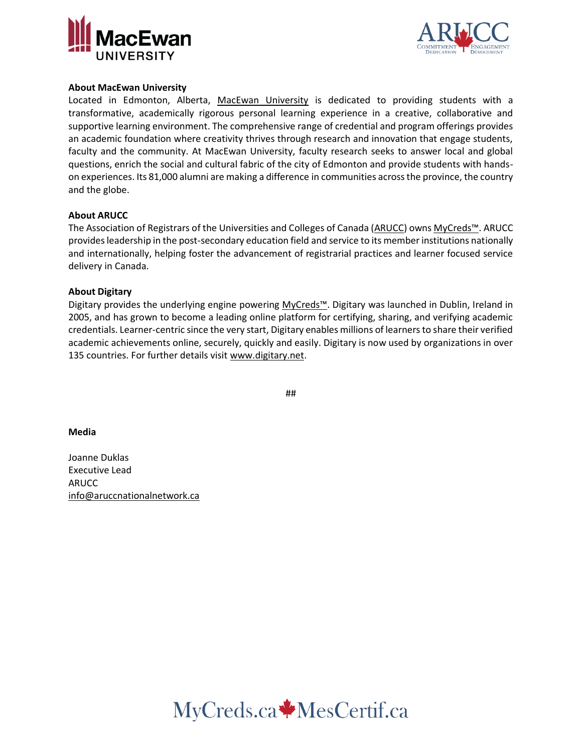**About MacEwan University**

Located in Edmonton, Alberta, MacEwan University is dedicated to providing students with a transformative, academically rigorous personal learning experience in a creative, collaborative and supportive learning environment. The comprehensive range of credential and program offerings provides an academic foundation where creativity thrives through research and innovation that engage students, faculty and the community. At MacEwan University, faculty research seeks to answer local and global questions, enrich the social and cultural fabric of the city of Edmonton and provide students with hands-on experiences. Its 81,000 alumni are making a difference in communities across the province, the country and the globe.

**About ARUCC**

The Association of Registrars of the Universities and Colleges of Canada (ARUCC) owns MyCreds™. ARUCC provides leadership in the post-secondary education field and service to its member institutions nationally and internationally, helping foster the advancement of registrarial practices and learner focused service delivery in Canada.

**About Digitary**

Digitary provides the underlying engine powering MyCreds™. Digitary was launched in Dublin, Ireland in 2005, and has grown to become a leading online platform for certifying, sharing, and verifying academic credentials. Learner-centric since the very start, Digitary enables millions of learners to share their verified academic achievements online, securely, quickly and easily. Digitary is now used by organizations in over 135 countries. For further details visit www.digitary.net.

##

**Media**

Joanne Duklas
Executive Lead
ARUCC
info@aruccnationalnetwork.ca